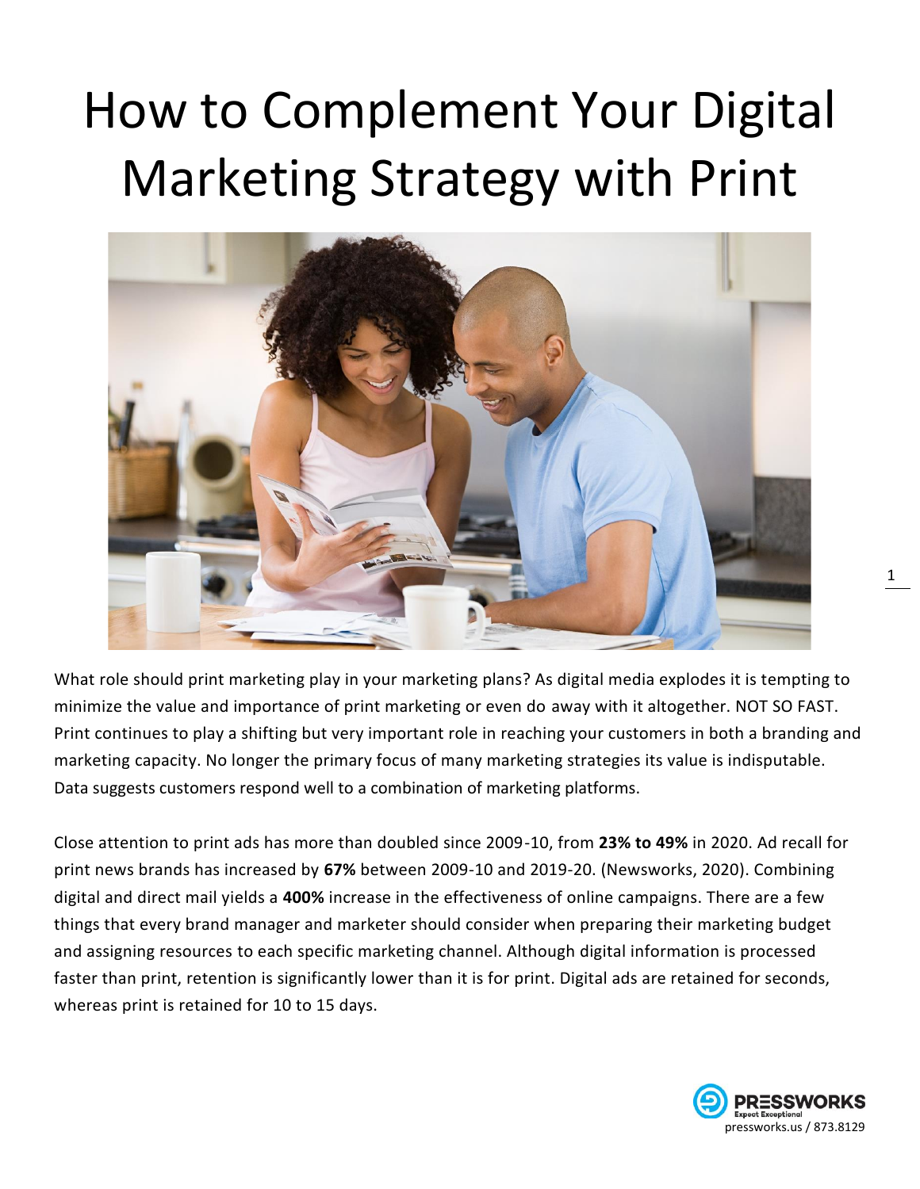# How to Complement Your Digital Marketing Strategy with Print

What role should print marketing play in your marketing plans? As digital media explodes it is tempting to minimize the value and importance of print marketing or even do away with it altogether. NOT SO FAST. Print continues to play a shifting but very important role in reaching your customers in both a branding and marketing capacity. No longer the primary focus of many marketing strategies its value is indisputable. Data suggests customers respond well to a combination of marketing platforms.

Close attention to print ads has more than doubled since 2009-10, from **23% to 49%** in 2020. Ad recall for print news brands has increased by **67%** between 2009-10 and 2019-20. (Newsworks, 2020). Combining digital and direct mail yields a **400%** increase in the effectiveness of online campaigns. There are a few things that every brand manager and marketer should consider when preparing their marketing budget and assigning resources to each specific marketing channel. Although digital information is processed faster than print, retention is significantly lower than it is for print. Digital ads are retained for seconds, whereas print is retained for 10 to 15 days.

PRESSWORKS
Expect Exceptional
pressworks.us / 873.8129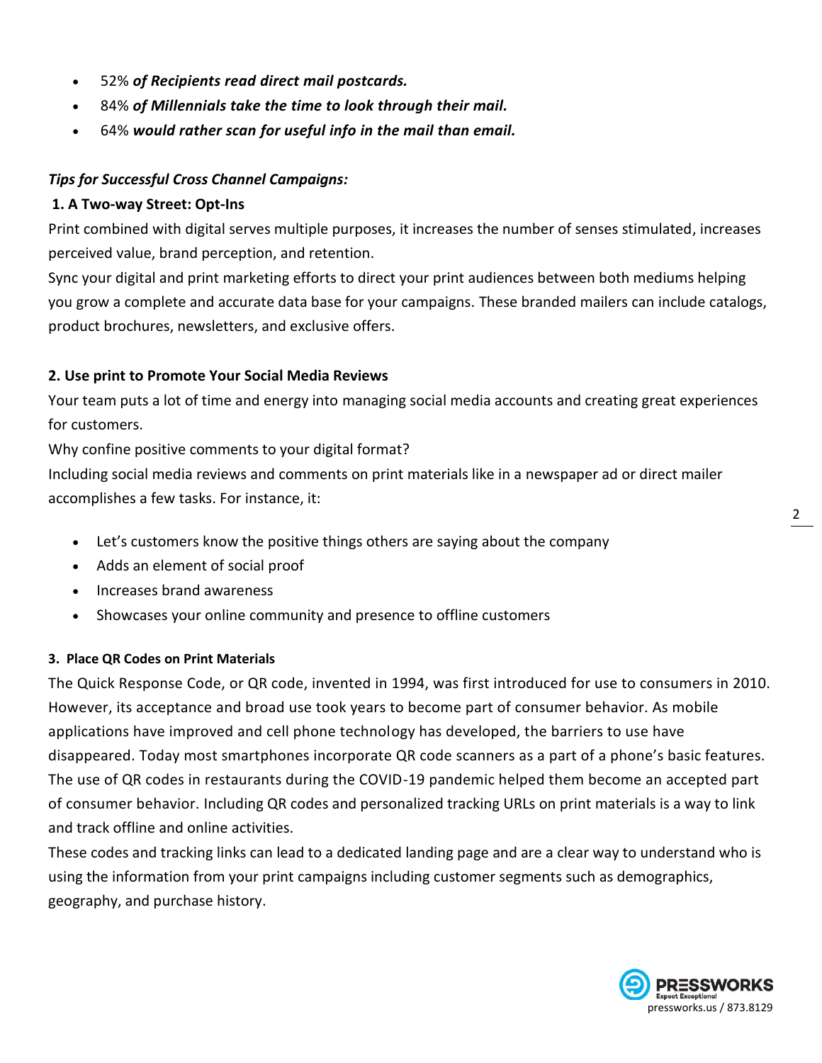- 52% ***of Recipients read direct mail postcards.***
- 84% ***of Millennials take the time to look through their mail.***
- 64% ***would rather scan for useful info in the mail than email.***

***Tips for Successful Cross Channel Campaigns:***

**1. A Two-way Street: Opt-Ins**

Print combined with digital serves multiple purposes, it increases the number of senses stimulated, increases perceived value, brand perception, and retention.

Sync your digital and print marketing efforts to direct your print audiences between both mediums helping you grow a complete and accurate data base for your campaigns. These branded mailers can include catalogs, product brochures, newsletters, and exclusive offers.

**2. Use print to Promote Your Social Media Reviews**

Your team puts a lot of time and energy into managing social media accounts and creating great experiences for customers.

Why confine positive comments to your digital format?

Including social media reviews and comments on print materials like in a newspaper ad or direct mailer accomplishes a few tasks. For instance, it:

- Let's customers know the positive things others are saying about the company
- Adds an element of social proof
- Increases brand awareness
- Showcases your online community and presence to offline customers

**3. Place QR Codes on Print Materials**

The Quick Response Code, or QR code, invented in 1994, was first introduced for use to consumers in 2010. However, its acceptance and broad use took years to become part of consumer behavior. As mobile applications have improved and cell phone technology has developed, the barriers to use have disappeared. Today most smartphones incorporate QR code scanners as a part of a phone's basic features. The use of QR codes in restaurants during the COVID-19 pandemic helped them become an accepted part of consumer behavior. Including QR codes and personalized tracking URLs on print materials is a way to link and track offline and online activities.

These codes and tracking links can lead to a dedicated landing page and are a clear way to understand who is using the information from your print campaigns including customer segments such as demographics, geography, and purchase history.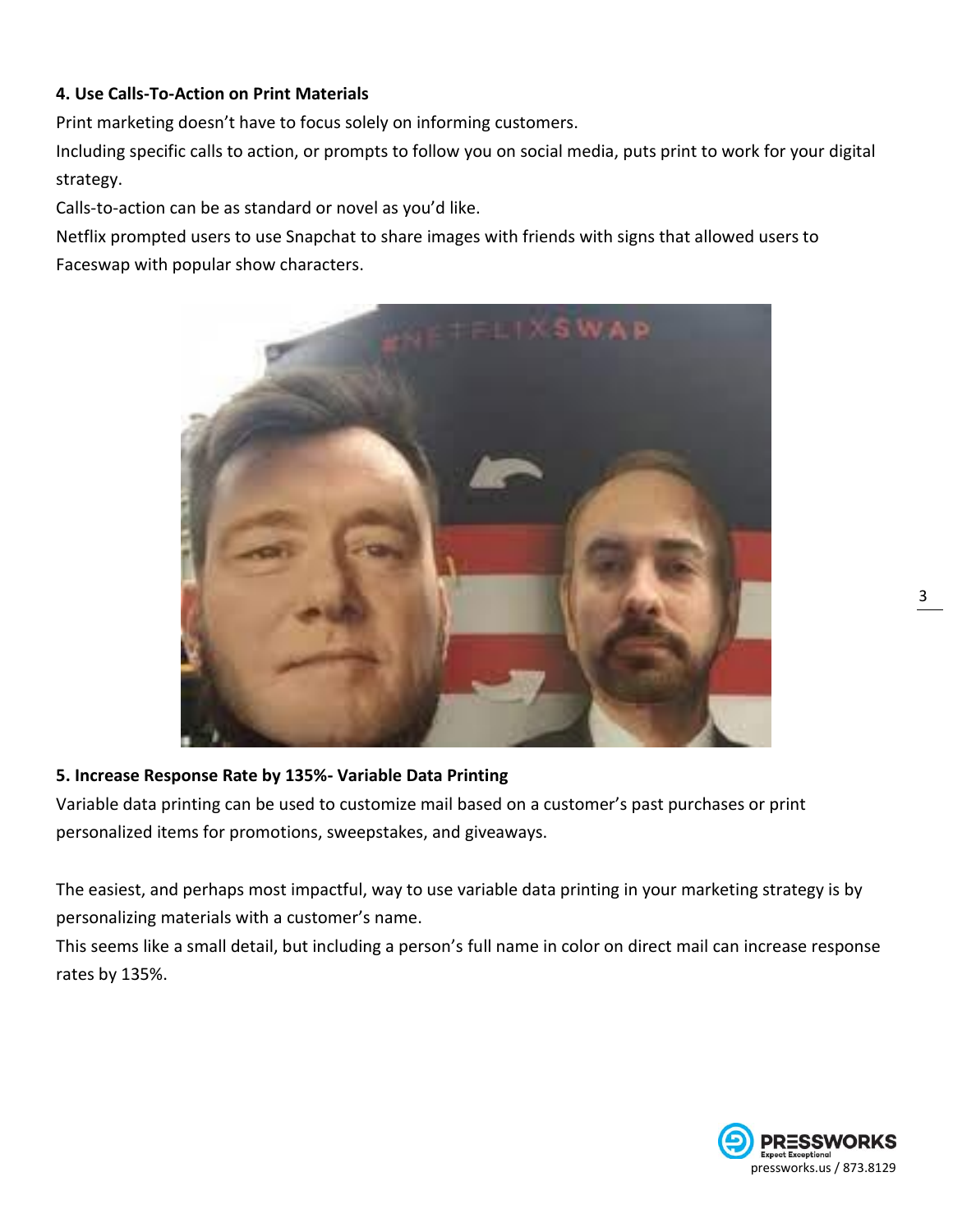**4. Use Calls-To-Action on Print Materials**

Print marketing doesn't have to focus solely on informing customers.

Including specific calls to action, or prompts to follow you on social media, puts print to work for your digital strategy.

Calls-to-action can be as standard or novel as you'd like.

Netflix prompted users to use Snapchat to share images with friends with signs that allowed users to Faceswap with popular show characters.

**5. Increase Response Rate by 135%- Variable Data Printing**

Variable data printing can be used to customize mail based on a customer's past purchases or print personalized items for promotions, sweepstakes, and giveaways.

The easiest, and perhaps most impactful, way to use variable data printing in your marketing strategy is by personalizing materials with a customer's name.

This seems like a small detail, but including a person's full name in color on direct mail can increase response rates by 135%.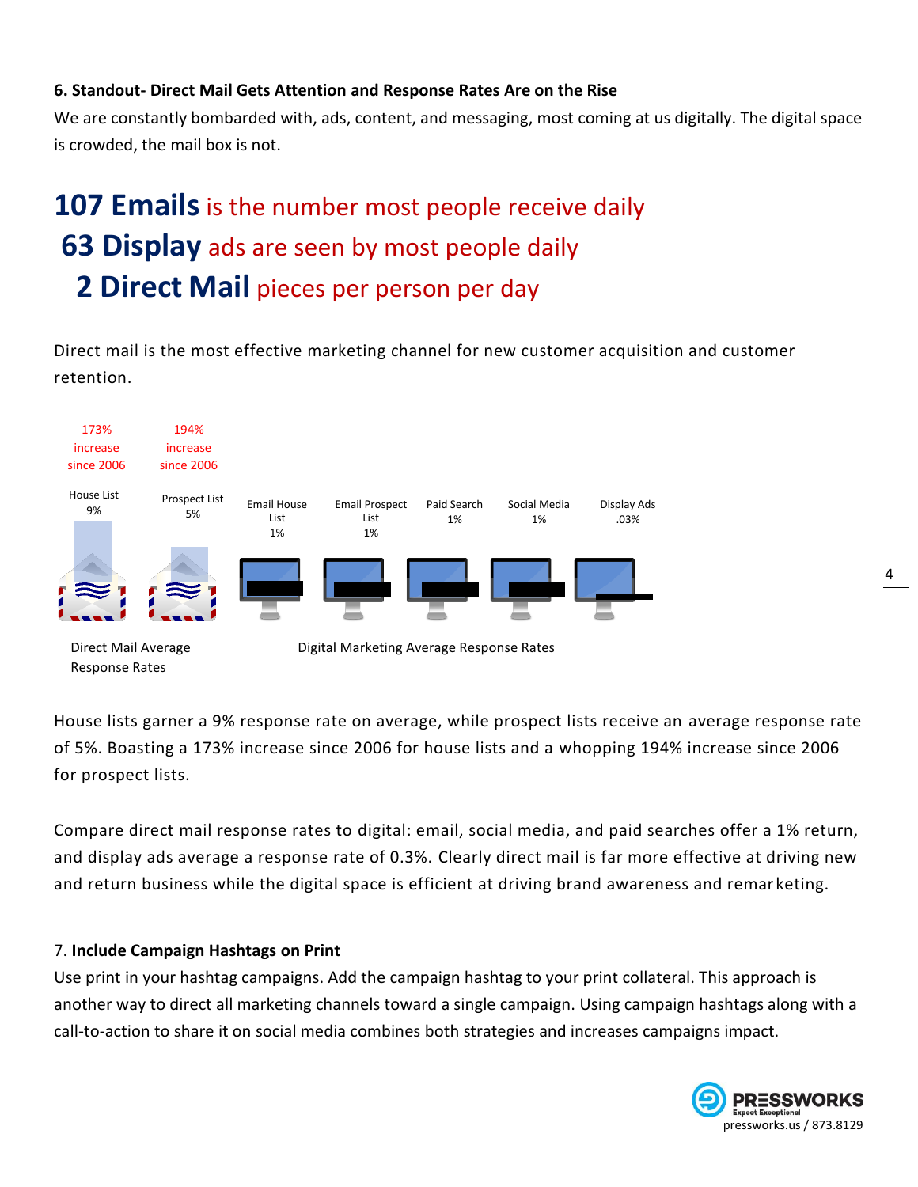**6. Standout- Direct Mail Gets Attention and Response Rates Are on the Rise**

We are constantly bombarded with, ads, content, and messaging, most coming at us digitally. The digital space is crowded, the mail box is not.

## **107 Emails** is the number most people receive daily

## **63 Display** ads are seen by most people daily

## **2 Direct Mail** pieces per person per day

Direct mail is the most effective marketing channel for new customer acquisition and customer retention.

| House List | Prospect List | Email House List | Email Prospect List | Paid Search | Social Media | Display Ads |
|---|---|---|---|---|---|---|
| 9% | 5% | 1% | 1% | 1% | 1% | .03% |
| 173% increase since 2006 | 194% increase since 2006 | | | | | |

Direct Mail Average Response Rates — Digital Marketing Average Response Rates

House lists garner a 9% response rate on average, while prospect lists receive an average response rate of 5%. Boasting a 173% increase since 2006 for house lists and a whopping 194% increase since 2006 for prospect lists.

Compare direct mail response rates to digital: email, social media, and paid searches offer a 1% return, and display ads average a response rate of 0.3%. Clearly direct mail is far more effective at driving new and return business while the digital space is efficient at driving brand awareness and remarketing.

7. **Include Campaign Hashtags on Print**

Use print in your hashtag campaigns. Add the campaign hashtag to your print collateral. This approach is another way to direct all marketing channels toward a single campaign. Using campaign hashtags along with a call-to-action to share it on social media combines both strategies and increases campaigns impact.

PRESSWORKS Expect Exceptional
pressworks.us / 873.8129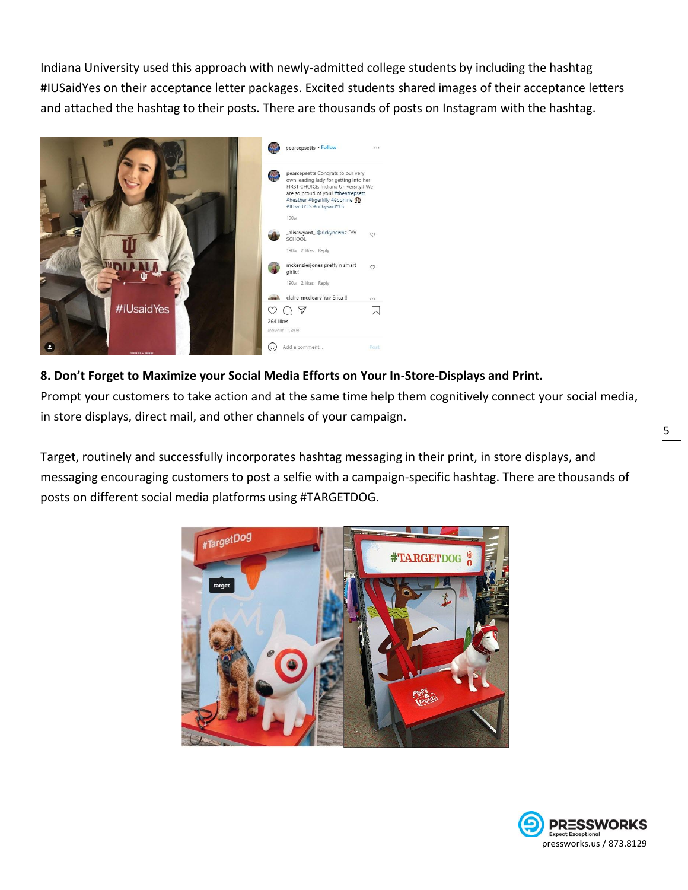Indiana University used this approach with newly-admitted college students by including the hashtag #IUSaidYes on their acceptance letter packages. Excited students shared images of their acceptance letters and attached the hashtag to their posts. There are thousands of posts on Instagram with the hashtag.

**8. Don't Forget to Maximize your Social Media Efforts on Your In-Store-Displays and Print.**

Prompt your customers to take action and at the same time help them cognitively connect your social media, in store displays, direct mail, and other channels of your campaign.

Target, routinely and successfully incorporates hashtag messaging in their print, in store displays, and messaging encouraging customers to post a selfie with a campaign-specific hashtag. There are thousands of posts on different social media platforms using #TARGETDOG.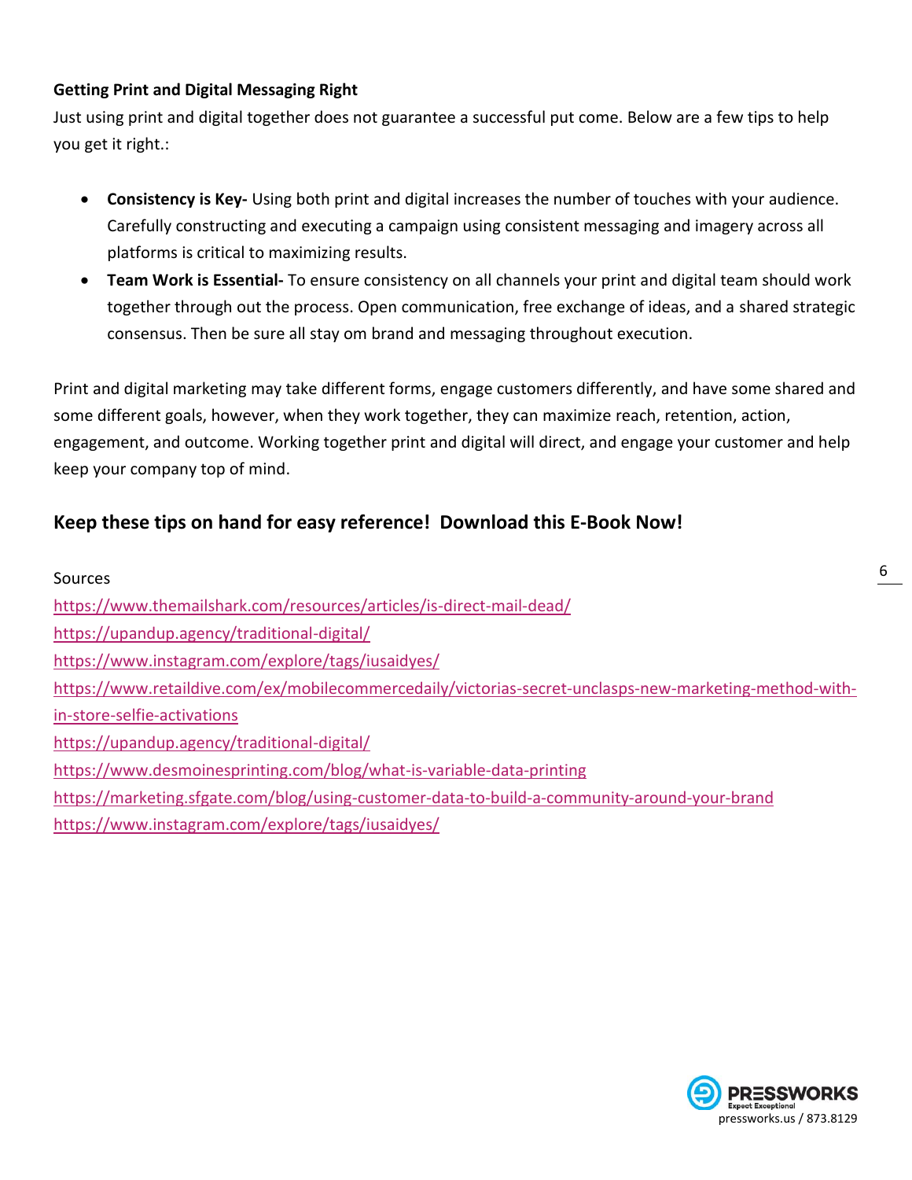**Getting Print and Digital Messaging Right**

Just using print and digital together does not guarantee a successful put come. Below are a few tips to help you get it right.:

- **Consistency is Key-** Using both print and digital increases the number of touches with your audience. Carefully constructing and executing a campaign using consistent messaging and imagery across all platforms is critical to maximizing results.
- **Team Work is Essential-** To ensure consistency on all channels your print and digital team should work together through out the process. Open communication, free exchange of ideas, and a shared strategic consensus. Then be sure all stay om brand and messaging throughout execution.

Print and digital marketing may take different forms, engage customers differently, and have some shared and some different goals, however, when they work together, they can maximize reach, retention, action, engagement, and outcome. Working together print and digital will direct, and engage your customer and help keep your company top of mind.

## Keep these tips on hand for easy reference!  Download this E-Book Now!

Sources

https://www.themailshark.com/resources/articles/is-direct-mail-dead/
https://upandup.agency/traditional-digital/
https://www.instagram.com/explore/tags/iusaidyes/
https://www.retaildive.com/ex/mobilecommercedaily/victorias-secret-unclasps-new-marketing-method-with-in-store-selfie-activations
https://upandup.agency/traditional-digital/
https://www.desmoinesprinting.com/blog/what-is-variable-data-printing
https://marketing.sfgate.com/blog/using-customer-data-to-build-a-community-around-your-brand
https://www.instagram.com/explore/tags/iusaidyes/

PRESSWORKS
Expect Exceptional
pressworks.us / 873.8129